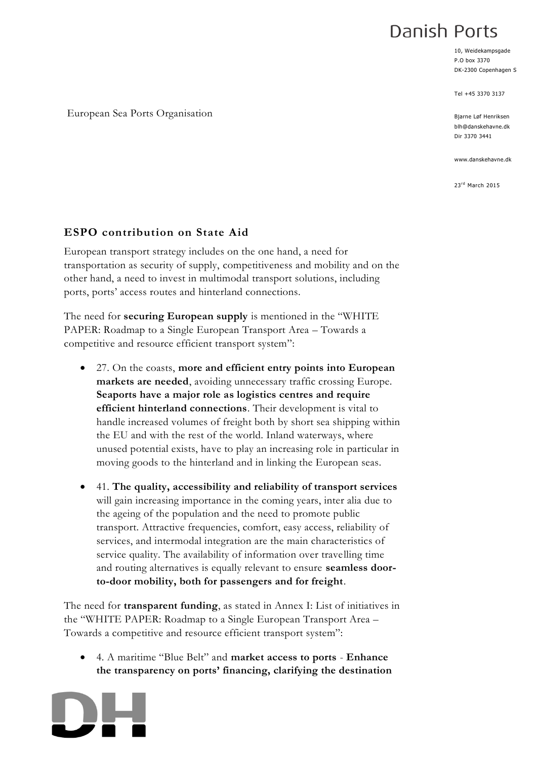Danish Ports

10, Weidekampsgade
P.O box 3370
DK-2300 Copenhagen S

Tel +45 3370 3137

Bjarne Løf Henriksen
blh@danskehavne.dk
Dir 3370 3441

www.danskehavne.dk

23rd March 2015

European Sea Ports Organisation

## ESPO contribution on State Aid

European transport strategy includes on the one hand, a need for transportation as security of supply, competitiveness and mobility and on the other hand, a need to invest in multimodal transport solutions, including ports, ports' access routes and hinterland connections.

The need for **securing European supply** is mentioned in the "WHITE PAPER: Roadmap to a Single European Transport Area – Towards a competitive and resource efficient transport system":

- 27. On the coasts, **more and efficient entry points into European markets are needed**, avoiding unnecessary traffic crossing Europe. **Seaports have a major role as logistics centres and require efficient hinterland connections**. Their development is vital to handle increased volumes of freight both by short sea shipping within the EU and with the rest of the world. Inland waterways, where unused potential exists, have to play an increasing role in particular in moving goods to the hinterland and in linking the European seas.
- 41. **The quality, accessibility and reliability of transport services** will gain increasing importance in the coming years, inter alia due to the ageing of the population and the need to promote public transport. Attractive frequencies, comfort, easy access, reliability of services, and intermodal integration are the main characteristics of service quality. The availability of information over travelling time and routing alternatives is equally relevant to ensure **seamless door-to-door mobility, both for passengers and for freight**.

The need for **transparent funding**, as stated in Annex I: List of initiatives in the "WHITE PAPER: Roadmap to a Single European Transport Area – Towards a competitive and resource efficient transport system":

- 4. A maritime "Blue Belt" and **market access to ports** - **Enhance the transparency on ports' financing, clarifying the destination**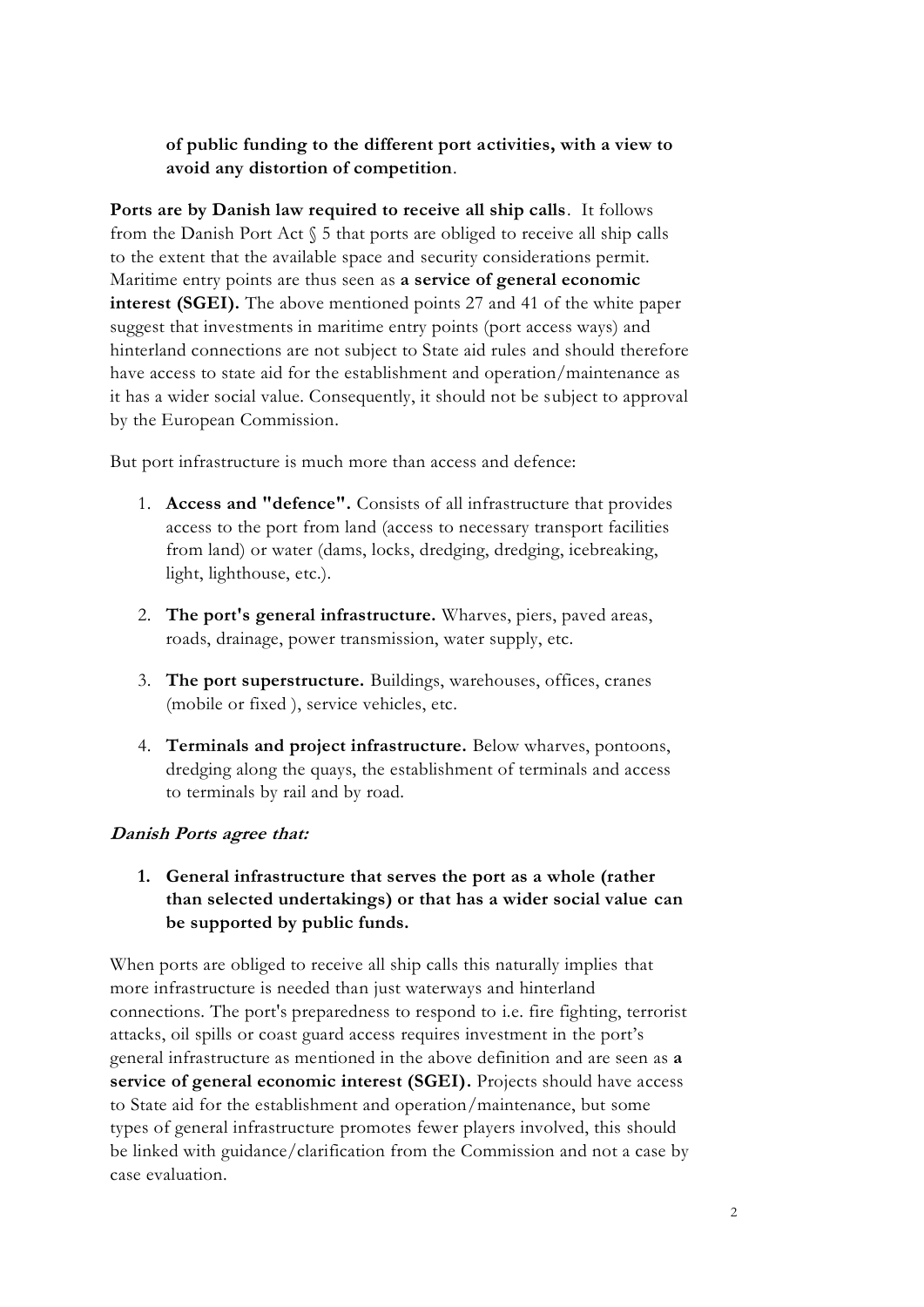**of public funding to the different port activities, with a view to avoid any distortion of competition**.

**Ports are by Danish law required to receive all ship calls**. It follows from the Danish Port Act § 5 that ports are obliged to receive all ship calls to the extent that the available space and security considerations permit. Maritime entry points are thus seen as **a service of general economic interest (SGEI).** The above mentioned points 27 and 41 of the white paper suggest that investments in maritime entry points (port access ways) and hinterland connections are not subject to State aid rules and should therefore have access to state aid for the establishment and operation/maintenance as it has a wider social value. Consequently, it should not be subject to approval by the European Commission.

But port infrastructure is much more than access and defence:

1. **Access and "defence".** Consists of all infrastructure that provides access to the port from land (access to necessary transport facilities from land) or water (dams, locks, dredging, dredging, icebreaking, light, lighthouse, etc.).
2. **The port's general infrastructure.** Wharves, piers, paved areas, roads, drainage, power transmission, water supply, etc.
3. **The port superstructure.** Buildings, warehouses, offices, cranes (mobile or fixed ), service vehicles, etc.
4. **Terminals and project infrastructure.** Below wharves, pontoons, dredging along the quays, the establishment of terminals and access to terminals by rail and by road.

***Danish Ports agree that:***

1. **General infrastructure that serves the port as a whole (rather than selected undertakings) or that has a wider social value can be supported by public funds.**

When ports are obliged to receive all ship calls this naturally implies that more infrastructure is needed than just waterways and hinterland connections. The port's preparedness to respond to i.e. fire fighting, terrorist attacks, oil spills or coast guard access requires investment in the port's general infrastructure as mentioned in the above definition and are seen as **a service of general economic interest (SGEI).** Projects should have access to State aid for the establishment and operation/maintenance, but some types of general infrastructure promotes fewer players involved, this should be linked with guidance/clarification from the Commission and not a case by case evaluation.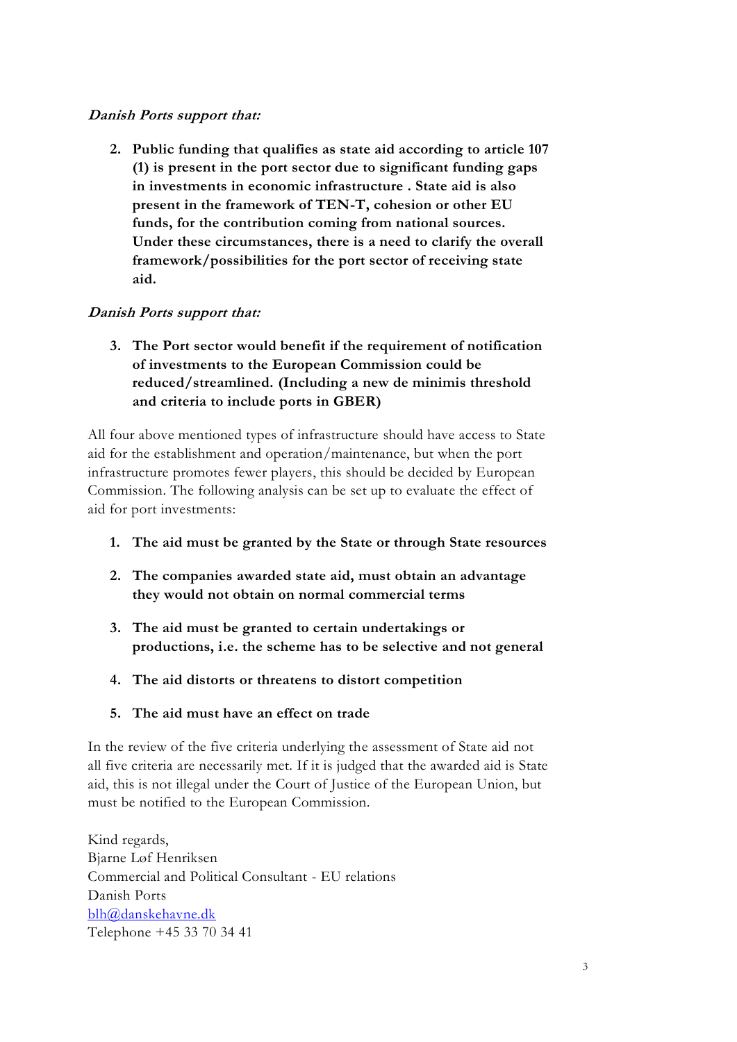***Danish Ports support that:***

2. **Public funding that qualifies as state aid according to article 107 (1) is present in the port sector due to significant funding gaps in investments in economic infrastructure . State aid is also present in the framework of TEN-T, cohesion or other EU funds, for the contribution coming from national sources. Under these circumstances, there is a need to clarify the overall framework/possibilities for the port sector of receiving state aid.**

***Danish Ports support that:***

3. **The Port sector would benefit if the requirement of notification of investments to the European Commission could be reduced/streamlined. (Including a new de minimis threshold and criteria to include ports in GBER)**

All four above mentioned types of infrastructure should have access to State aid for the establishment and operation/maintenance, but when the port infrastructure promotes fewer players, this should be decided by European Commission. The following analysis can be set up to evaluate the effect of aid for port investments:

1. **The aid must be granted by the State or through State resources**
2. **The companies awarded state aid, must obtain an advantage they would not obtain on normal commercial terms**
3. **The aid must be granted to certain undertakings or productions, i.e. the scheme has to be selective and not general**
4. **The aid distorts or threatens to distort competition**
5. **The aid must have an effect on trade**

In the review of the five criteria underlying the assessment of State aid not all five criteria are necessarily met. If it is judged that the awarded aid is State aid, this is not illegal under the Court of Justice of the European Union, but must be notified to the European Commission.

Kind regards,
Bjarne Løf Henriksen
Commercial and Political Consultant - EU relations
Danish Ports
blh@danskehavne.dk
Telephone +45 33 70 34 41